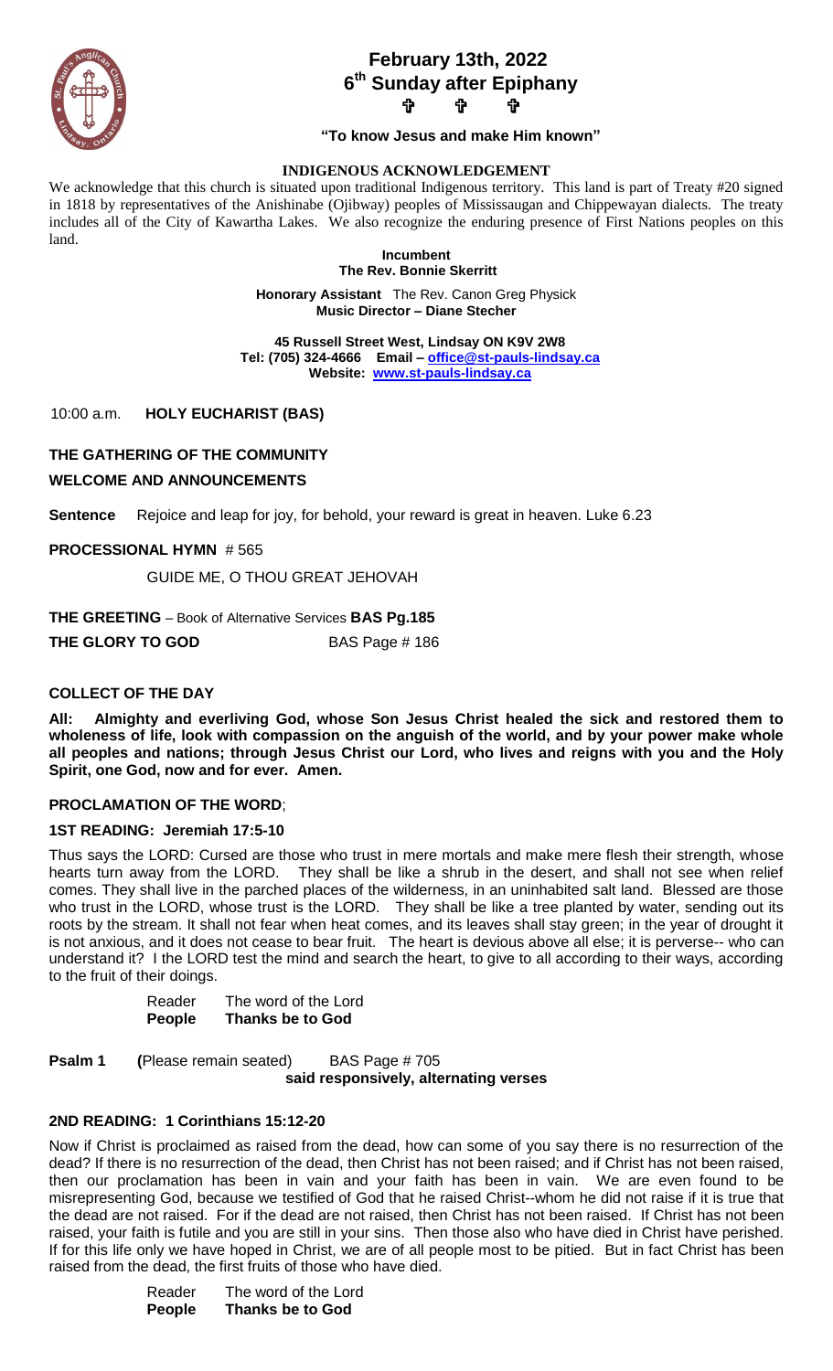# February 13th, 2022
## 6th Sunday after Epiphany
✞ ✞ ✞

**"To know Jesus and make Him known"**

**INDIGENOUS ACKNOWLEDGEMENT**

We acknowledge that this church is situated upon traditional Indigenous territory. This land is part of Treaty #20 signed in 1818 by representatives of the Anishinabe (Ojibway) peoples of Mississaugan and Chippewayan dialects. The treaty includes all of the City of Kawartha Lakes. We also recognize the enduring presence of First Nations peoples on this land.

**Incumbent**
**The Rev. Bonnie Skerritt**

**Honorary Assistant** The Rev. Canon Greg Physick
**Music Director – Diane Stecher**

**45 Russell Street West, Lindsay ON K9V 2W8**
**Tel: (705) 324-4666 Email – office@st-pauls-lindsay.ca**
**Website: www.st-pauls-lindsay.ca**

10:00 a.m. **HOLY EUCHARIST (BAS)**

**THE GATHERING OF THE COMMUNITY**

**WELCOME AND ANNOUNCEMENTS**

**Sentence** Rejoice and leap for joy, for behold, your reward is great in heaven. Luke 6.23

**PROCESSIONAL HYMN** # 565

GUIDE ME, O THOU GREAT JEHOVAH

**THE GREETING** – Book of Alternative Services **BAS Pg.185**

**THE GLORY TO GOD** BAS Page # 186

**COLLECT OF THE DAY**

**All: Almighty and everliving God, whose Son Jesus Christ healed the sick and restored them to wholeness of life, look with compassion on the anguish of the world, and by your power make whole all peoples and nations; through Jesus Christ our Lord, who lives and reigns with you and the Holy Spirit, one God, now and for ever. Amen.**

**PROCLAMATION OF THE WORD**;

**1ST READING: Jeremiah 17:5-10**

Thus says the LORD: Cursed are those who trust in mere mortals and make mere flesh their strength, whose hearts turn away from the LORD. They shall be like a shrub in the desert, and shall not see when relief comes. They shall live in the parched places of the wilderness, in an uninhabited salt land. Blessed are those who trust in the LORD, whose trust is the LORD. They shall be like a tree planted by water, sending out its roots by the stream. It shall not fear when heat comes, and its leaves shall stay green; in the year of drought it is not anxious, and it does not cease to bear fruit. The heart is devious above all else; it is perverse-- who can understand it? I the LORD test the mind and search the heart, to give to all according to their ways, according to the fruit of their doings.

Reader The word of the Lord
**People Thanks be to God**

**Psalm 1** **(**Please remain seated) BAS Page # 705
**said responsively, alternating verses**

**2ND READING: 1 Corinthians 15:12-20**

Now if Christ is proclaimed as raised from the dead, how can some of you say there is no resurrection of the dead? If there is no resurrection of the dead, then Christ has not been raised; and if Christ has not been raised, then our proclamation has been in vain and your faith has been in vain. We are even found to be misrepresenting God, because we testified of God that he raised Christ--whom he did not raise if it is true that the dead are not raised. For if the dead are not raised, then Christ has not been raised. If Christ has not been raised, your faith is futile and you are still in your sins. Then those also who have died in Christ have perished. If for this life only we have hoped in Christ, we are of all people most to be pitied. But in fact Christ has been raised from the dead, the first fruits of those who have died.

Reader The word of the Lord
**People Thanks be to God**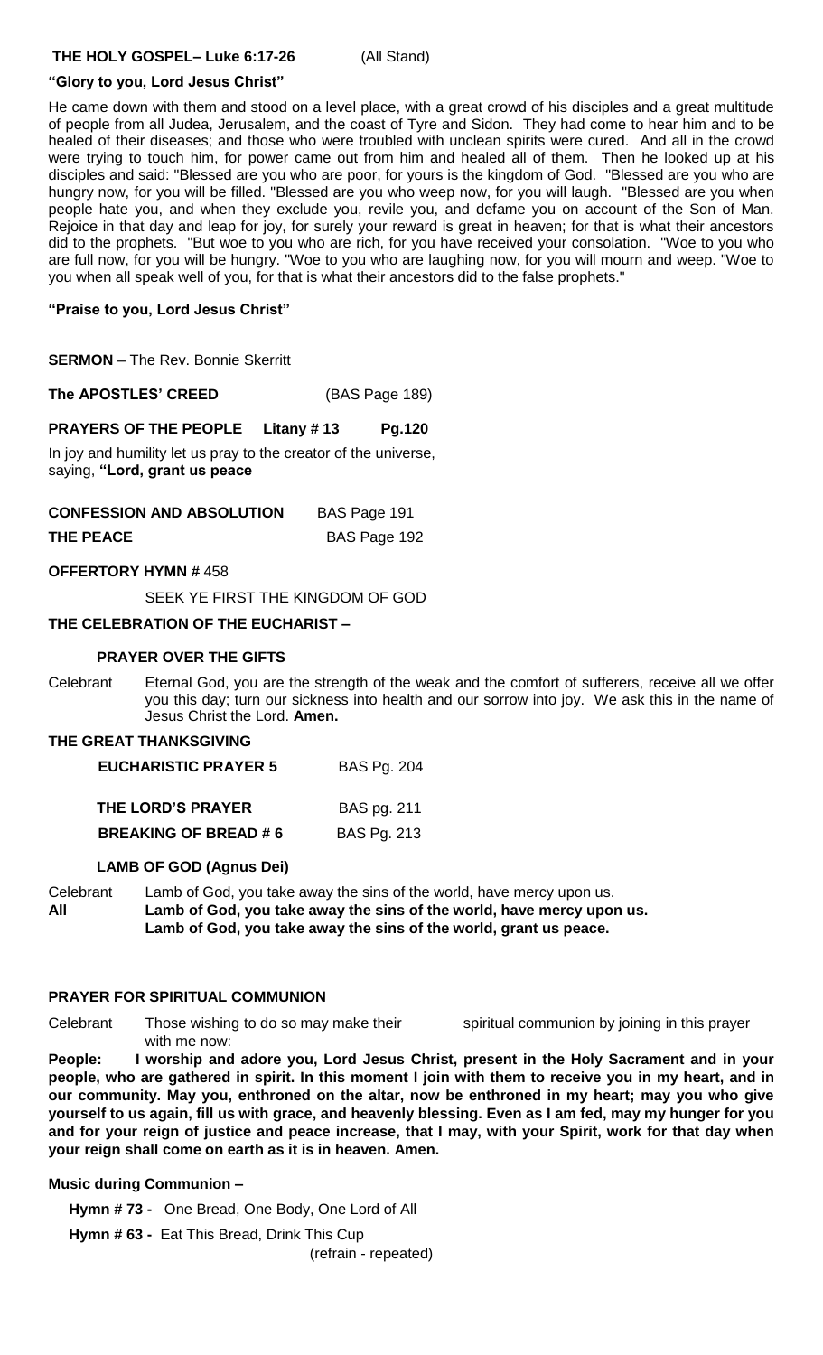**THE HOLY GOSPEL– Luke 6:17-26** (All Stand)

**"Glory to you, Lord Jesus Christ"**

He came down with them and stood on a level place, with a great crowd of his disciples and a great multitude of people from all Judea, Jerusalem, and the coast of Tyre and Sidon. They had come to hear him and to be healed of their diseases; and those who were troubled with unclean spirits were cured. And all in the crowd were trying to touch him, for power came out from him and healed all of them. Then he looked up at his disciples and said: "Blessed are you who are poor, for yours is the kingdom of God. "Blessed are you who are hungry now, for you will be filled. "Blessed are you who weep now, for you will laugh. "Blessed are you when people hate you, and when they exclude you, revile you, and defame you on account of the Son of Man. Rejoice in that day and leap for joy, for surely your reward is great in heaven; for that is what their ancestors did to the prophets. "But woe to you who are rich, for you have received your consolation. "Woe to you who are full now, for you will be hungry. "Woe to you who are laughing now, for you will mourn and weep. "Woe to you when all speak well of you, for that is what their ancestors did to the false prophets."

**"Praise to you, Lord Jesus Christ"**

**SERMON** – The Rev. Bonnie Skerritt

**The APOSTLES' CREED** (BAS Page 189)

**PRAYERS OF THE PEOPLE Litany # 13 Pg.120**

In joy and humility let us pray to the creator of the universe, saying, **"Lord, grant us peace**

**CONFESSION AND ABSOLUTION** BAS Page 191

**THE PEACE** BAS Page 192

**OFFERTORY HYMN #** 458

SEEK YE FIRST THE KINGDOM OF GOD

**THE CELEBRATION OF THE EUCHARIST –**

**PRAYER OVER THE GIFTS**

Celebrant Eternal God, you are the strength of the weak and the comfort of sufferers, receive all we offer you this day; turn our sickness into health and our sorrow into joy. We ask this in the name of Jesus Christ the Lord. **Amen.**

**THE GREAT THANKSGIVING**

**EUCHARISTIC PRAYER 5** BAS Pg. 204

**THE LORD'S PRAYER** BAS pg. 211

**BREAKING OF BREAD # 6** BAS Pg. 213

**LAMB OF GOD (Agnus Dei)**

Celebrant Lamb of God, you take away the sins of the world, have mercy upon us.

**All Lamb of God, you take away the sins of the world, have mercy upon us.**
**Lamb of God, you take away the sins of the world, grant us peace.**

**PRAYER FOR SPIRITUAL COMMUNION**

Celebrant Those wishing to do so may make their spiritual communion by joining in this prayer with me now:

**People: I worship and adore you, Lord Jesus Christ, present in the Holy Sacrament and in your people, who are gathered in spirit. In this moment I join with them to receive you in my heart, and in our community. May you, enthroned on the altar, now be enthroned in my heart; may you who give yourself to us again, fill us with grace, and heavenly blessing. Even as I am fed, may my hunger for you and for your reign of justice and peace increase, that I may, with your Spirit, work for that day when your reign shall come on earth as it is in heaven. Amen.**

**Music during Communion –**

**Hymn # 73 -** One Bread, One Body, One Lord of All

**Hymn # 63 -** Eat This Bread, Drink This Cup
(refrain - repeated)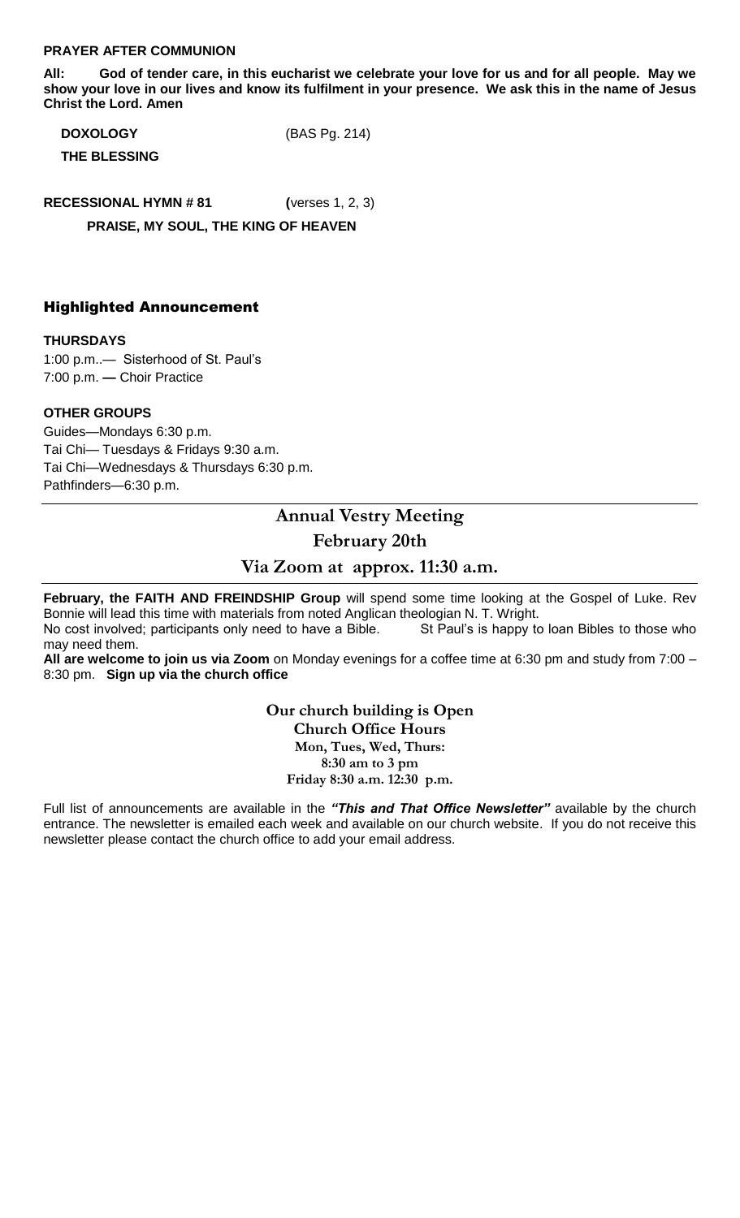**PRAYER AFTER COMMUNION**

**All: God of tender care, in this eucharist we celebrate your love for us and for all people. May we show your love in our lives and know its fulfilment in your presence. We ask this in the name of Jesus Christ the Lord. Amen**

**DOXOLOGY** (BAS Pg. 214)

**THE BLESSING**

**RECESSIONAL HYMN # 81** **(**verses 1, 2, 3)

**PRAISE, MY SOUL, THE KING OF HEAVEN**

## Highlighted Announcement

**THURSDAYS**

1:00 p.m..— Sisterhood of St. Paul's
7:00 p.m. **—** Choir Practice

**OTHER GROUPS**

Guides—Mondays 6:30 p.m.
Tai Chi— Tuesdays & Fridays 9:30 a.m.
Tai Chi—Wednesdays & Thursdays 6:30 p.m.
Pathfinders—6:30 p.m.

---

**Annual Vestry Meeting**

**February 20th**

**Via Zoom at approx. 11:30 a.m.**

---

**February, the FAITH AND FREINDSHIP Group** will spend some time looking at the Gospel of Luke. Rev Bonnie will lead this time with materials from noted Anglican theologian N. T. Wright.
No cost involved; participants only need to have a Bible. St Paul's is happy to loan Bibles to those who may need them.

**All are welcome to join us via Zoom** on Monday evenings for a coffee time at 6:30 pm and study from 7:00 – 8:30 pm. **Sign up via the church office**

**Our church building is Open**
**Church Office Hours**
**Mon, Tues, Wed, Thurs:**
**8:30 am to 3 pm**
**Friday 8:30 a.m. 12:30 p.m.**

Full list of announcements are available in the ***"This and That Office Newsletter"*** available by the church entrance. The newsletter is emailed each week and available on our church website. If you do not receive this newsletter please contact the church office to add your email address.